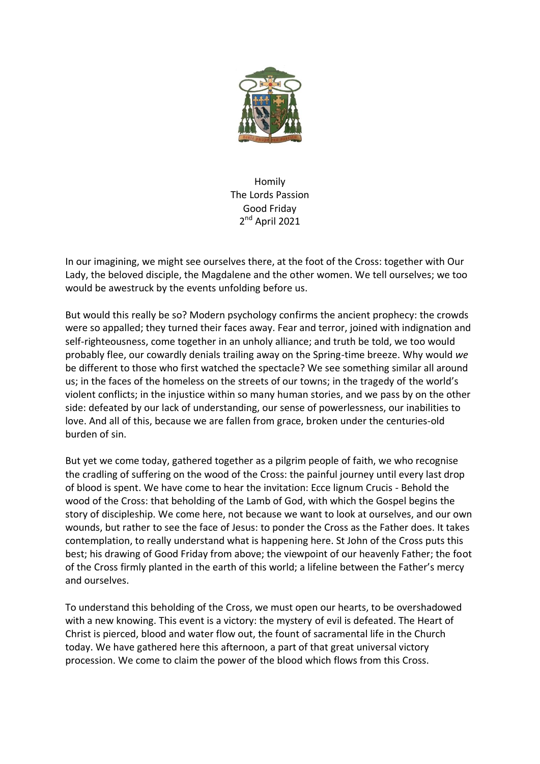Homily
The Lords Passion
Good Friday
2nd April 2021

In our imagining, we might see ourselves there, at the foot of the Cross: together with Our Lady, the beloved disciple, the Magdalene and the other women. We tell ourselves; we too would be awestruck by the events unfolding before us.

But would this really be so? Modern psychology confirms the ancient prophecy: the crowds were so appalled; they turned their faces away. Fear and terror, joined with indignation and self-righteousness, come together in an unholy alliance; and truth be told, we too would probably flee, our cowardly denials trailing away on the Spring-time breeze. Why would *we* be different to those who first watched the spectacle? We see something similar all around us; in the faces of the homeless on the streets of our towns; in the tragedy of the world's violent conflicts; in the injustice within so many human stories, and we pass by on the other side: defeated by our lack of understanding, our sense of powerlessness, our inabilities to love. And all of this, because we are fallen from grace, broken under the centuries-old burden of sin.

But yet we come today, gathered together as a pilgrim people of faith, we who recognise the cradling of suffering on the wood of the Cross: the painful journey until every last drop of blood is spent. We have come to hear the invitation: Ecce lignum Crucis - Behold the wood of the Cross: that beholding of the Lamb of God, with which the Gospel begins the story of discipleship. We come here, not because we want to look at ourselves, and our own wounds, but rather to see the face of Jesus: to ponder the Cross as the Father does. It takes contemplation, to really understand what is happening here. St John of the Cross puts this best; his drawing of Good Friday from above; the viewpoint of our heavenly Father; the foot of the Cross firmly planted in the earth of this world; a lifeline between the Father's mercy and ourselves.

To understand this beholding of the Cross, we must open our hearts, to be overshadowed with a new knowing. This event is a victory: the mystery of evil is defeated. The Heart of Christ is pierced, blood and water flow out, the fount of sacramental life in the Church today. We have gathered here this afternoon, a part of that great universal victory procession. We come to claim the power of the blood which flows from this Cross.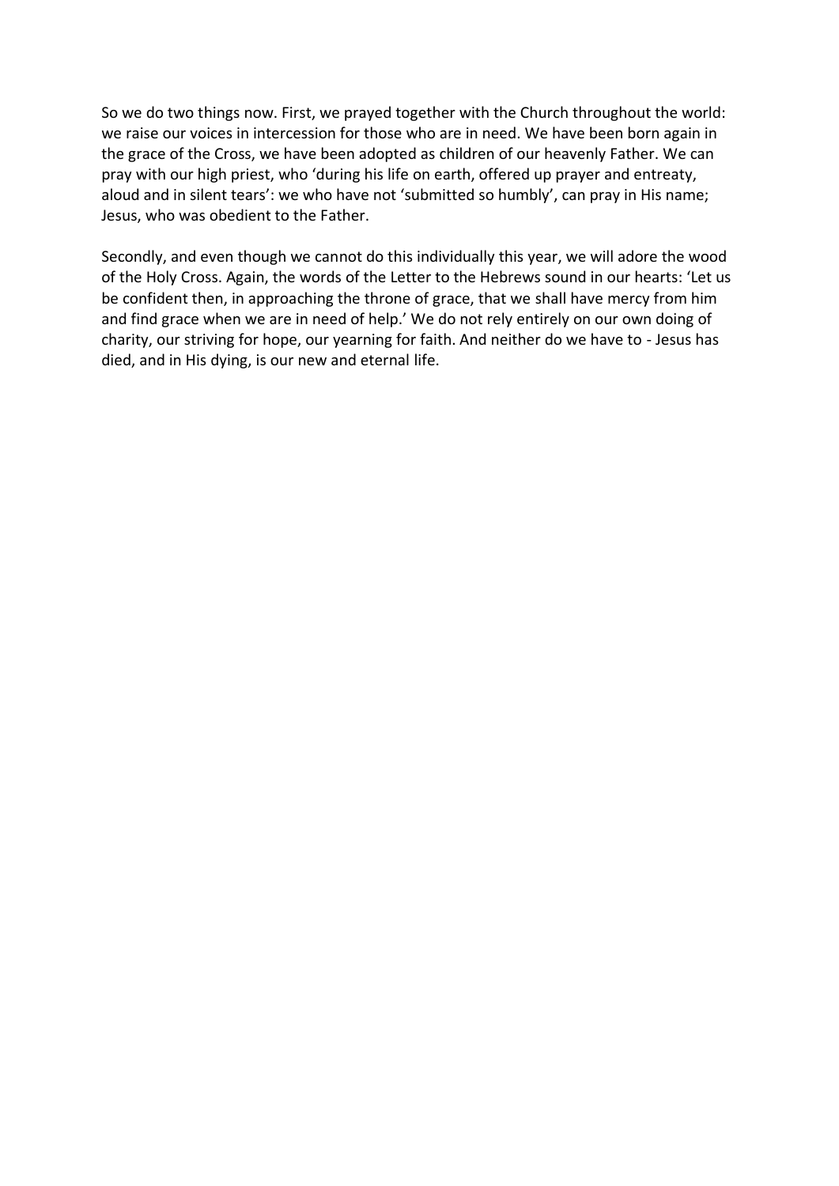So we do two things now. First, we prayed together with the Church throughout the world: we raise our voices in intercession for those who are in need. We have been born again in the grace of the Cross, we have been adopted as children of our heavenly Father. We can pray with our high priest, who 'during his life on earth, offered up prayer and entreaty, aloud and in silent tears': we who have not 'submitted so humbly', can pray in His name; Jesus, who was obedient to the Father.

Secondly, and even though we cannot do this individually this year, we will adore the wood of the Holy Cross. Again, the words of the Letter to the Hebrews sound in our hearts: 'Let us be confident then, in approaching the throne of grace, that we shall have mercy from him and find grace when we are in need of help.' We do not rely entirely on our own doing of charity, our striving for hope, our yearning for faith. And neither do we have to - Jesus has died, and in His dying, is our new and eternal life.